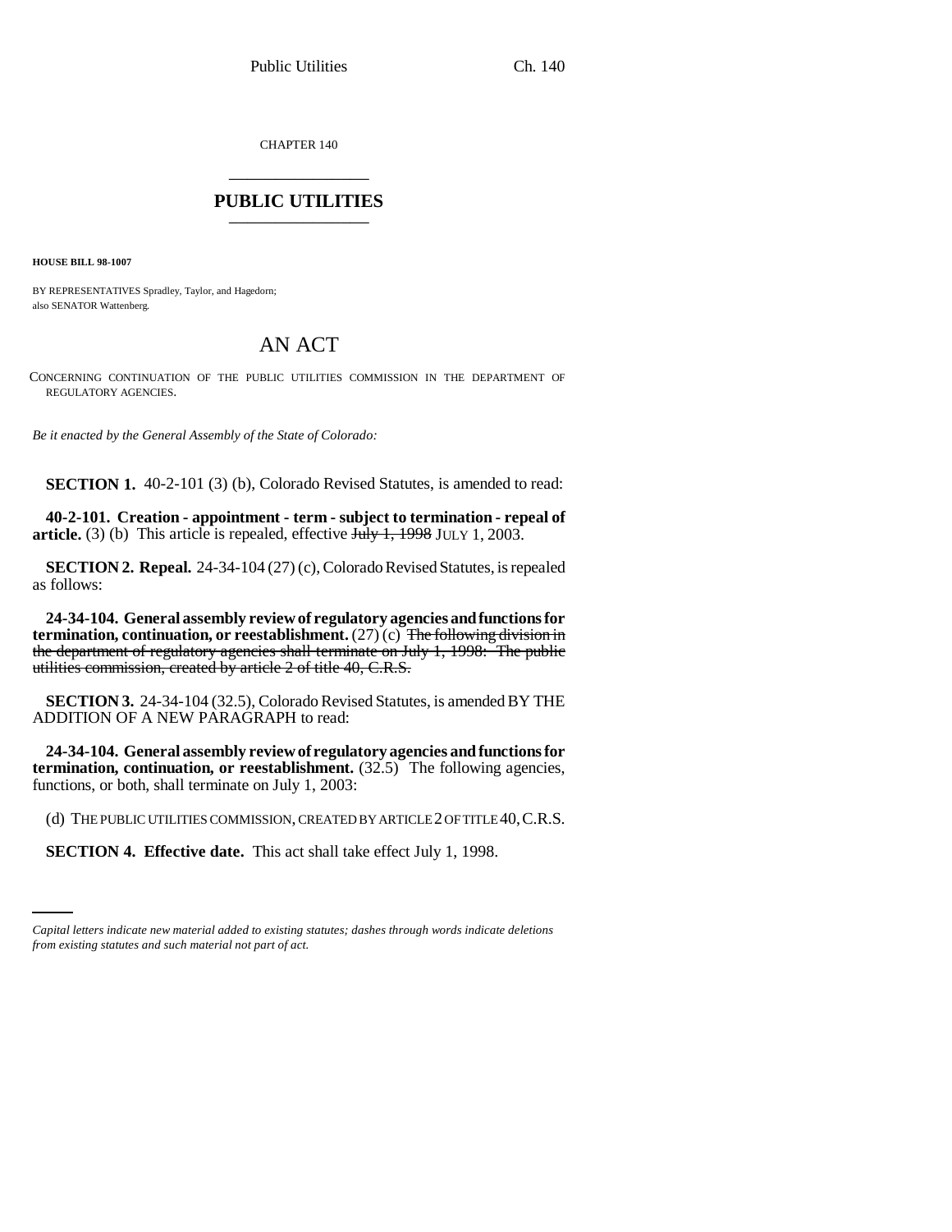CHAPTER 140

# PUBLIC UTILITIES

**HOUSE BILL 98-1007**

BY REPRESENTATIVES Spradley, Taylor, and Hagedorn;
also SENATOR Wattenberg.

## AN ACT

CONCERNING CONTINUATION OF THE PUBLIC UTILITIES COMMISSION IN THE DEPARTMENT OF REGULATORY AGENCIES.

*Be it enacted by the General Assembly of the State of Colorado:*

**SECTION 1.** 40-2-101 (3) (b), Colorado Revised Statutes, is amended to read:

**40-2-101. Creation - appointment - term - subject to termination - repeal of article.** (3) (b) This article is repealed, effective ~~July 1, 1998~~ JULY 1, 2003.

**SECTION 2. Repeal.** 24-34-104 (27) (c), Colorado Revised Statutes, is repealed as follows:

**24-34-104. General assembly review of regulatory agencies and functions for termination, continuation, or reestablishment.** (27) (c) ~~The following division in the department of regulatory agencies shall terminate on July 1, 1998: The public utilities commission, created by article 2 of title 40, C.R.S.~~

**SECTION 3.** 24-34-104 (32.5), Colorado Revised Statutes, is amended BY THE ADDITION OF A NEW PARAGRAPH to read:

**24-34-104. General assembly review of regulatory agencies and functions for termination, continuation, or reestablishment.** (32.5) The following agencies, functions, or both, shall terminate on July 1, 2003:

(d) THE PUBLIC UTILITIES COMMISSION, CREATED BY ARTICLE 2 OF TITLE 40, C.R.S.

**SECTION 4. Effective date.** This act shall take effect July 1, 1998.

*Capital letters indicate new material added to existing statutes; dashes through words indicate deletions from existing statutes and such material not part of act.*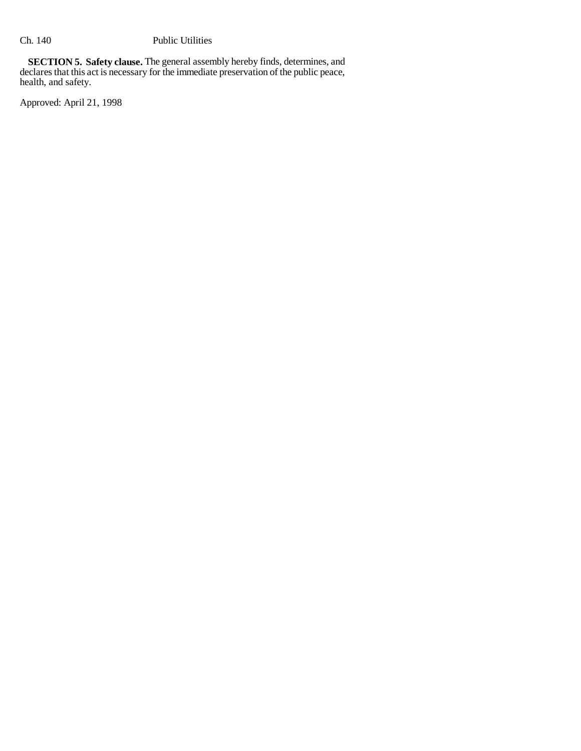**SECTION 5. Safety clause.** The general assembly hereby finds, determines, and declares that this act is necessary for the immediate preservation of the public peace, health, and safety.

Approved: April 21, 1998